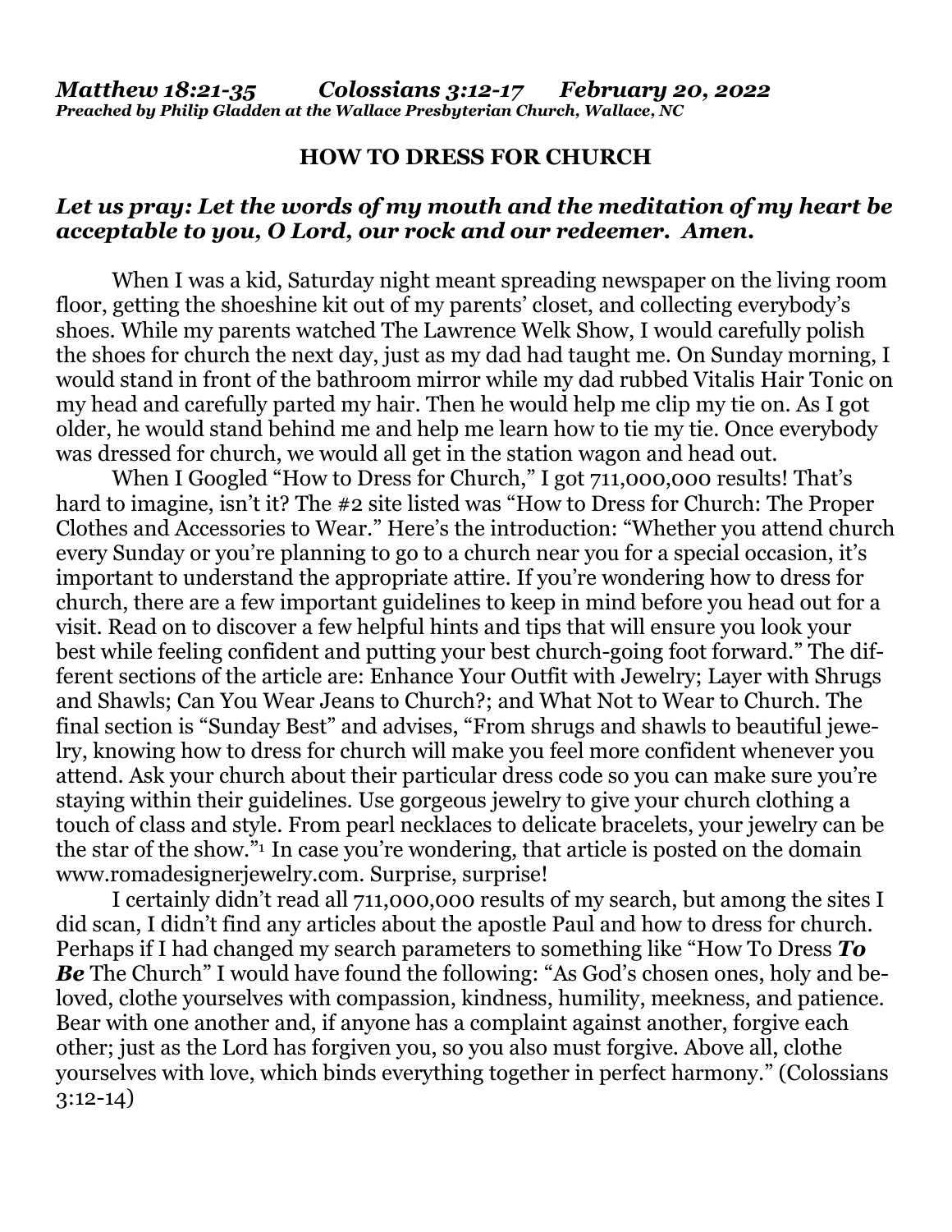***Matthew 18:21-35 Colossians 3:12-17 February 20, 2022***
***Preached by Philip Gladden at the Wallace Presbyterian Church, Wallace, NC***

# HOW TO DRESS FOR CHURCH

***Let us pray: Let the words of my mouth and the meditation of my heart be acceptable to you, O Lord, our rock and our redeemer. Amen.***

When I was a kid, Saturday night meant spreading newspaper on the living room floor, getting the shoeshine kit out of my parents' closet, and collecting everybody's shoes. While my parents watched The Lawrence Welk Show, I would carefully polish the shoes for church the next day, just as my dad had taught me. On Sunday morning, I would stand in front of the bathroom mirror while my dad rubbed Vitalis Hair Tonic on my head and carefully parted my hair. Then he would help me clip my tie on. As I got older, he would stand behind me and help me learn how to tie my tie. Once everybody was dressed for church, we would all get in the station wagon and head out.

When I Googled "How to Dress for Church," I got 711,000,000 results! That's hard to imagine, isn't it? The #2 site listed was "How to Dress for Church: The Proper Clothes and Accessories to Wear." Here's the introduction: "Whether you attend church every Sunday or you're planning to go to a church near you for a special occasion, it's important to understand the appropriate attire. If you're wondering how to dress for church, there are a few important guidelines to keep in mind before you head out for a visit. Read on to discover a few helpful hints and tips that will ensure you look your best while feeling confident and putting your best church-going foot forward." The different sections of the article are: Enhance Your Outfit with Jewelry; Layer with Shrugs and Shawls; Can You Wear Jeans to Church?; and What Not to Wear to Church. The final section is "Sunday Best" and advises, "From shrugs and shawls to beautiful jewelry, knowing how to dress for church will make you feel more confident whenever you attend. Ask your church about their particular dress code so you can make sure you're staying within their guidelines. Use gorgeous jewelry to give your church clothing a touch of class and style. From pearl necklaces to delicate bracelets, your jewelry can be the star of the show."[1] In case you're wondering, that article is posted on the domain www.romadesignerjewelry.com. Surprise, surprise!

I certainly didn't read all 711,000,000 results of my search, but among the sites I did scan, I didn't find any articles about the apostle Paul and how to dress for church. Perhaps if I had changed my search parameters to something like "How To Dress ***To Be*** The Church" I would have found the following: "As God's chosen ones, holy and beloved, clothe yourselves with compassion, kindness, humility, meekness, and patience. Bear with one another and, if anyone has a complaint against another, forgive each other; just as the Lord has forgiven you, so you also must forgive. Above all, clothe yourselves with love, which binds everything together in perfect harmony." (Colossians 3:12-14)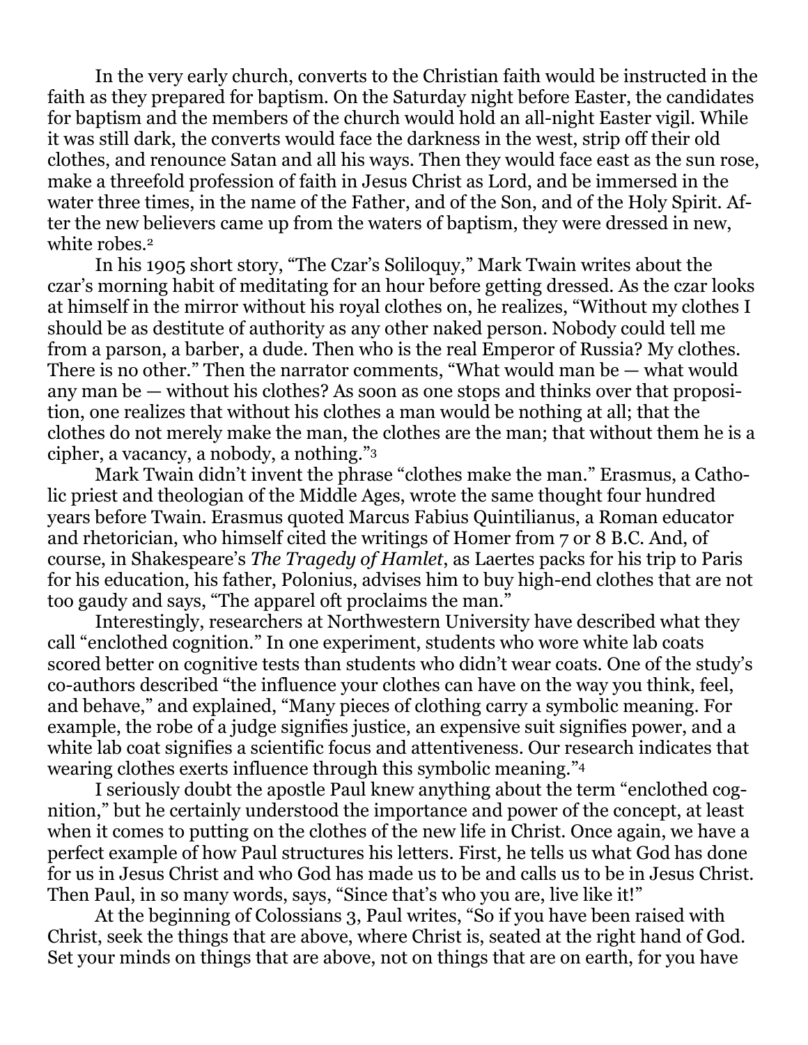In the very early church, converts to the Christian faith would be instructed in the faith as they prepared for baptism. On the Saturday night before Easter, the candidates for baptism and the members of the church would hold an all-night Easter vigil. While it was still dark, the converts would face the darkness in the west, strip off their old clothes, and renounce Satan and all his ways. Then they would face east as the sun rose, make a threefold profession of faith in Jesus Christ as Lord, and be immersed in the water three times, in the name of the Father, and of the Son, and of the Holy Spirit. After the new believers came up from the waters of baptism, they were dressed in new, white robes.[2]

In his 1905 short story, "The Czar's Soliloquy," Mark Twain writes about the czar's morning habit of meditating for an hour before getting dressed. As the czar looks at himself in the mirror without his royal clothes on, he realizes, "Without my clothes I should be as destitute of authority as any other naked person. Nobody could tell me from a parson, a barber, a dude. Then who is the real Emperor of Russia? My clothes. There is no other." Then the narrator comments, "What would man be — what would any man be — without his clothes? As soon as one stops and thinks over that proposition, one realizes that without his clothes a man would be nothing at all; that the clothes do not merely make the man, the clothes are the man; that without them he is a cipher, a vacancy, a nobody, a nothing."[3]

Mark Twain didn't invent the phrase "clothes make the man." Erasmus, a Catholic priest and theologian of the Middle Ages, wrote the same thought four hundred years before Twain. Erasmus quoted Marcus Fabius Quintilianus, a Roman educator and rhetorician, who himself cited the writings of Homer from 7 or 8 B.C. And, of course, in Shakespeare's *The Tragedy of Hamlet*, as Laertes packs for his trip to Paris for his education, his father, Polonius, advises him to buy high-end clothes that are not too gaudy and says, "The apparel oft proclaims the man."

Interestingly, researchers at Northwestern University have described what they call "enclothed cognition." In one experiment, students who wore white lab coats scored better on cognitive tests than students who didn't wear coats. One of the study's co-authors described "the influence your clothes can have on the way you think, feel, and behave," and explained, "Many pieces of clothing carry a symbolic meaning. For example, the robe of a judge signifies justice, an expensive suit signifies power, and a white lab coat signifies a scientific focus and attentiveness. Our research indicates that wearing clothes exerts influence through this symbolic meaning."[4]

I seriously doubt the apostle Paul knew anything about the term "enclothed cognition," but he certainly understood the importance and power of the concept, at least when it comes to putting on the clothes of the new life in Christ. Once again, we have a perfect example of how Paul structures his letters. First, he tells us what God has done for us in Jesus Christ and who God has made us to be and calls us to be in Jesus Christ. Then Paul, in so many words, says, "Since that's who you are, live like it!"

At the beginning of Colossians 3, Paul writes, "So if you have been raised with Christ, seek the things that are above, where Christ is, seated at the right hand of God. Set your minds on things that are above, not on things that are on earth, for you have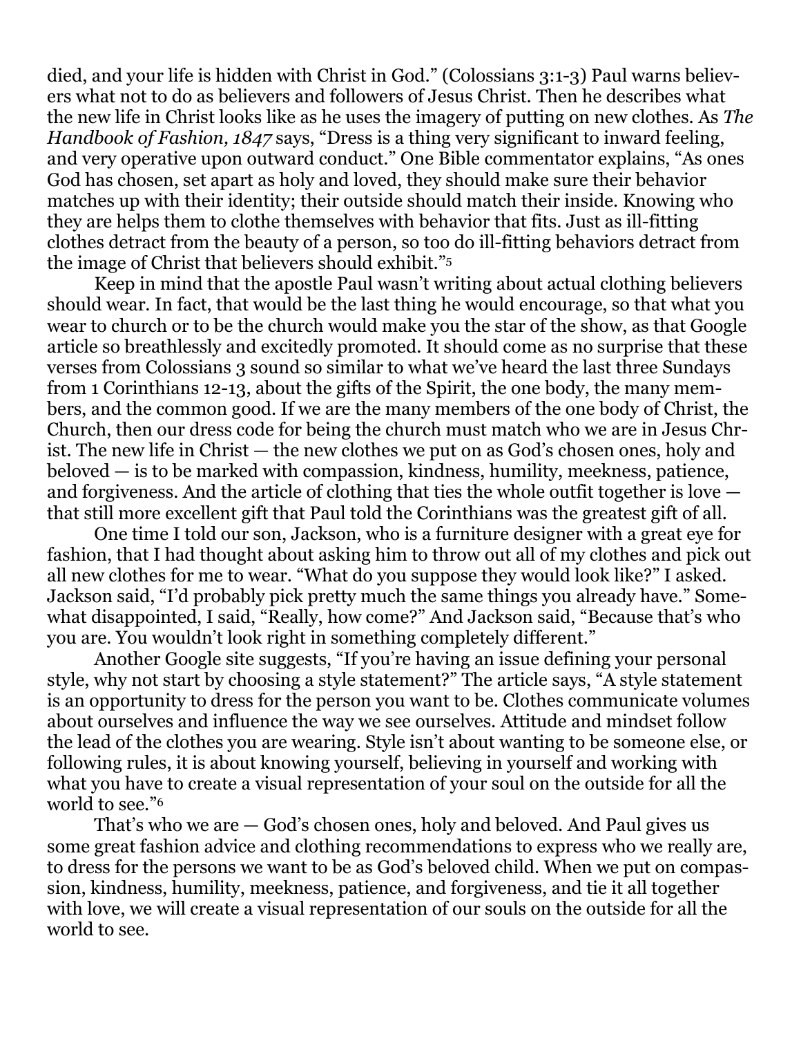died, and your life is hidden with Christ in God." (Colossians 3:1-3) Paul warns believers what not to do as believers and followers of Jesus Christ. Then he describes what the new life in Christ looks like as he uses the imagery of putting on new clothes. As *The Handbook of Fashion, 1847* says, "Dress is a thing very significant to inward feeling, and very operative upon outward conduct." One Bible commentator explains, "As ones God has chosen, set apart as holy and loved, they should make sure their behavior matches up with their identity; their outside should match their inside. Knowing who they are helps them to clothe themselves with behavior that fits. Just as ill-fitting clothes detract from the beauty of a person, so too do ill-fitting behaviors detract from the image of Christ that believers should exhibit."[5]

Keep in mind that the apostle Paul wasn't writing about actual clothing believers should wear. In fact, that would be the last thing he would encourage, so that what you wear to church or to be the church would make you the star of the show, as that Google article so breathlessly and excitedly promoted. It should come as no surprise that these verses from Colossians 3 sound so similar to what we've heard the last three Sundays from 1 Corinthians 12-13, about the gifts of the Spirit, the one body, the many members, and the common good. If we are the many members of the one body of Christ, the Church, then our dress code for being the church must match who we are in Jesus Christ. The new life in Christ — the new clothes we put on as God's chosen ones, holy and beloved — is to be marked with compassion, kindness, humility, meekness, patience, and forgiveness. And the article of clothing that ties the whole outfit together is love — that still more excellent gift that Paul told the Corinthians was the greatest gift of all.

One time I told our son, Jackson, who is a furniture designer with a great eye for fashion, that I had thought about asking him to throw out all of my clothes and pick out all new clothes for me to wear. "What do you suppose they would look like?" I asked. Jackson said, "I'd probably pick pretty much the same things you already have." Somewhat disappointed, I said, "Really, how come?" And Jackson said, "Because that's who you are. You wouldn't look right in something completely different."

Another Google site suggests, "If you're having an issue defining your personal style, why not start by choosing a style statement?" The article says, "A style statement is an opportunity to dress for the person you want to be. Clothes communicate volumes about ourselves and influence the way we see ourselves. Attitude and mindset follow the lead of the clothes you are wearing. Style isn't about wanting to be someone else, or following rules, it is about knowing yourself, believing in yourself and working with what you have to create a visual representation of your soul on the outside for all the world to see."[6]

That's who we are — God's chosen ones, holy and beloved. And Paul gives us some great fashion advice and clothing recommendations to express who we really are, to dress for the persons we want to be as God's beloved child. When we put on compassion, kindness, humility, meekness, patience, and forgiveness, and tie it all together with love, we will create a visual representation of our souls on the outside for all the world to see.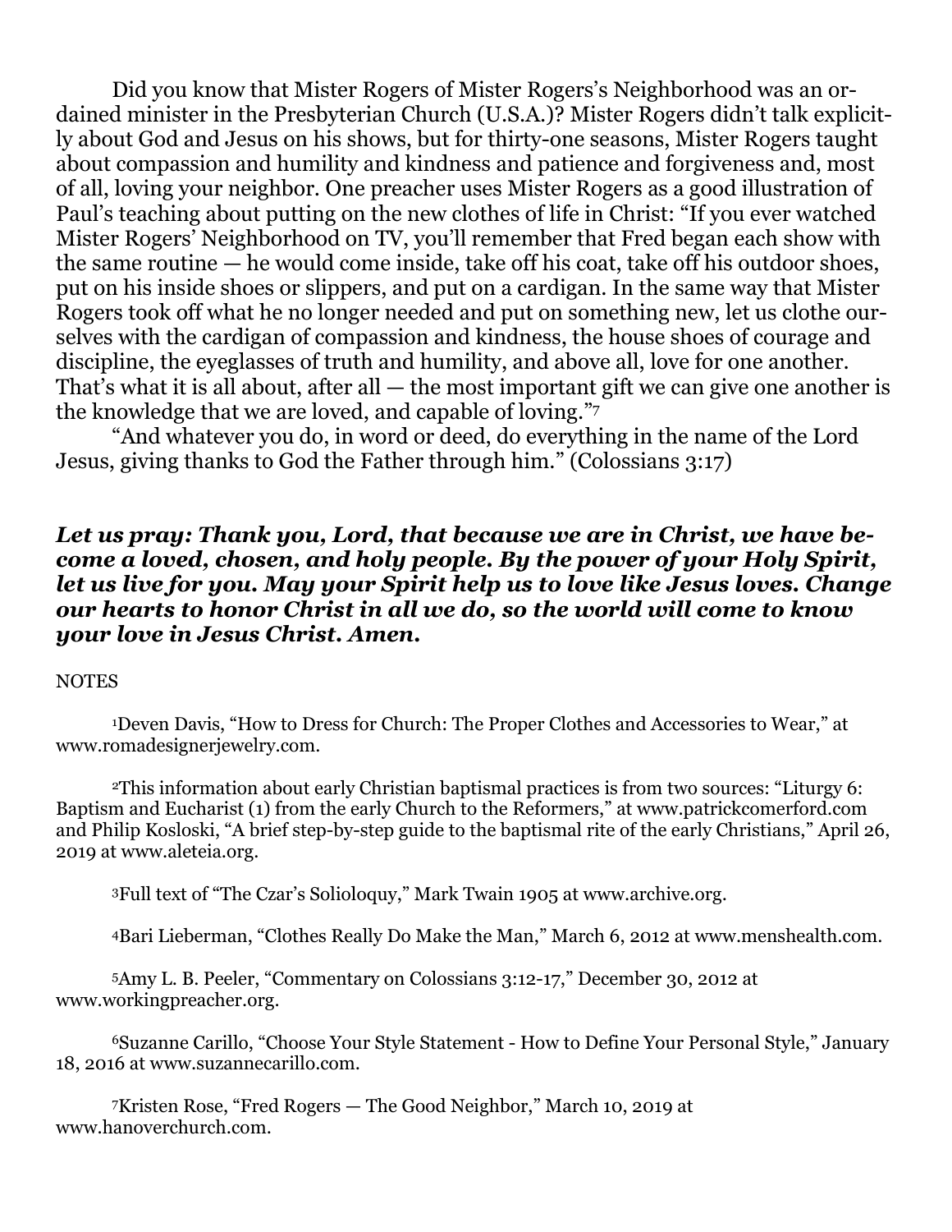Did you know that Mister Rogers of Mister Rogers's Neighborhood was an ordained minister in the Presbyterian Church (U.S.A.)? Mister Rogers didn't talk explicitly about God and Jesus on his shows, but for thirty-one seasons, Mister Rogers taught about compassion and humility and kindness and patience and forgiveness and, most of all, loving your neighbor. One preacher uses Mister Rogers as a good illustration of Paul's teaching about putting on the new clothes of life in Christ: "If you ever watched Mister Rogers' Neighborhood on TV, you'll remember that Fred began each show with the same routine — he would come inside, take off his coat, take off his outdoor shoes, put on his inside shoes or slippers, and put on a cardigan. In the same way that Mister Rogers took off what he no longer needed and put on something new, let us clothe ourselves with the cardigan of compassion and kindness, the house shoes of courage and discipline, the eyeglasses of truth and humility, and above all, love for one another. That's what it is all about, after all — the most important gift we can give one another is the knowledge that we are loved, and capable of loving."[7]

"And whatever you do, in word or deed, do everything in the name of the Lord Jesus, giving thanks to God the Father through him." (Colossians 3:17)

***Let us pray: Thank you, Lord, that because we are in Christ, we have become a loved, chosen, and holy people. By the power of your Holy Spirit, let us live for you. May your Spirit help us to love like Jesus loves. Change our hearts to honor Christ in all we do, so the world will come to know your love in Jesus Christ. Amen.***

NOTES

[1]Deven Davis, "How to Dress for Church: The Proper Clothes and Accessories to Wear," at www.romadesignerjewelry.com.

[2]This information about early Christian baptismal practices is from two sources: "Liturgy 6: Baptism and Eucharist (1) from the early Church to the Reformers," at www.patrickcomerford.com and Philip Kosloski, "A brief step-by-step guide to the baptismal rite of the early Christians," April 26, 2019 at www.aleteia.org.

[3]Full text of "The Czar's Solioloquy," Mark Twain 1905 at www.archive.org.

[4]Bari Lieberman, "Clothes Really Do Make the Man," March 6, 2012 at www.menshealth.com.

[5]Amy L. B. Peeler, "Commentary on Colossians 3:12-17," December 30, 2012 at www.workingpreacher.org.

[6]Suzanne Carillo, "Choose Your Style Statement - How to Define Your Personal Style," January 18, 2016 at www.suzannecarillo.com.

[7]Kristen Rose, "Fred Rogers — The Good Neighbor," March 10, 2019 at www.hanoverchurch.com.